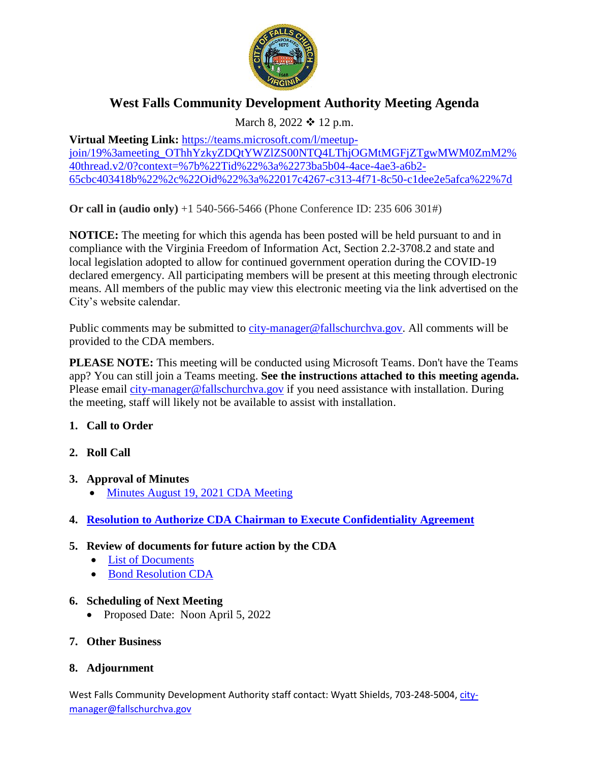# West Falls Community Development Authority Meeting Agenda

March 8, 2022 ❖ 12 p.m.

**Virtual Meeting Link:** [https://teams.microsoft.com/l/meetup-join/19%3ameeting_OThhYzkyZDQtYWZlZS00NTQ4LThjOGMtMGFjZTgwMWM0ZmM2%40thread.v2/0?context=%7b%22Tid%22%3a%2273ba5b04-4ace-4ae3-a6b2-65cbc403418b%22%2c%22Oid%22%3a%22017c4267-c313-4f71-8c50-c1dee2e5afca%22%7d](https://teams.microsoft.com/l/meetup-join/19%3ameeting_OThhYzkyZDQtYWZlZS00NTQ4LThjOGMtMGFjZTgwMWM0ZmM2%40thread.v2/0?context=%7b%22Tid%22%3a%2273ba5b04-4ace-4ae3-a6b2-65cbc403418b%22%2c%22Oid%22%3a%22017c4267-c313-4f71-8c50-c1dee2e5afca%22%7d)

**Or call in (audio only)** +1 540-566-5466 (Phone Conference ID: 235 606 301#)

**NOTICE:** The meeting for which this agenda has been posted will be held pursuant to and in compliance with the Virginia Freedom of Information Act, Section 2.2-3708.2 and state and local legislation adopted to allow for continued government operation during the COVID-19 declared emergency. All participating members will be present at this meeting through electronic means. All members of the public may view this electronic meeting via the link advertised on the City's website calendar.

Public comments may be submitted to city-manager@fallschurchva.gov. All comments will be provided to the CDA members.

**PLEASE NOTE:** This meeting will be conducted using Microsoft Teams. Don't have the Teams app? You can still join a Teams meeting. **See the instructions attached to this meeting agenda.** Please email city-manager@fallschurchva.gov if you need assistance with installation. During the meeting, staff will likely not be available to assist with installation.

1. **Call to Order**

2. **Roll Call**

3. **Approval of Minutes**
   - Minutes August 19, 2021 CDA Meeting

4. **Resolution to Authorize CDA Chairman to Execute Confidentiality Agreement**

5. **Review of documents for future action by the CDA**
   - List of Documents
   - Bond Resolution CDA

6. **Scheduling of Next Meeting**
   - Proposed Date: Noon April 5, 2022

7. **Other Business**

8. **Adjournment**

West Falls Community Development Authority staff contact: Wyatt Shields, 703-248-5004, city-manager@fallschurchva.gov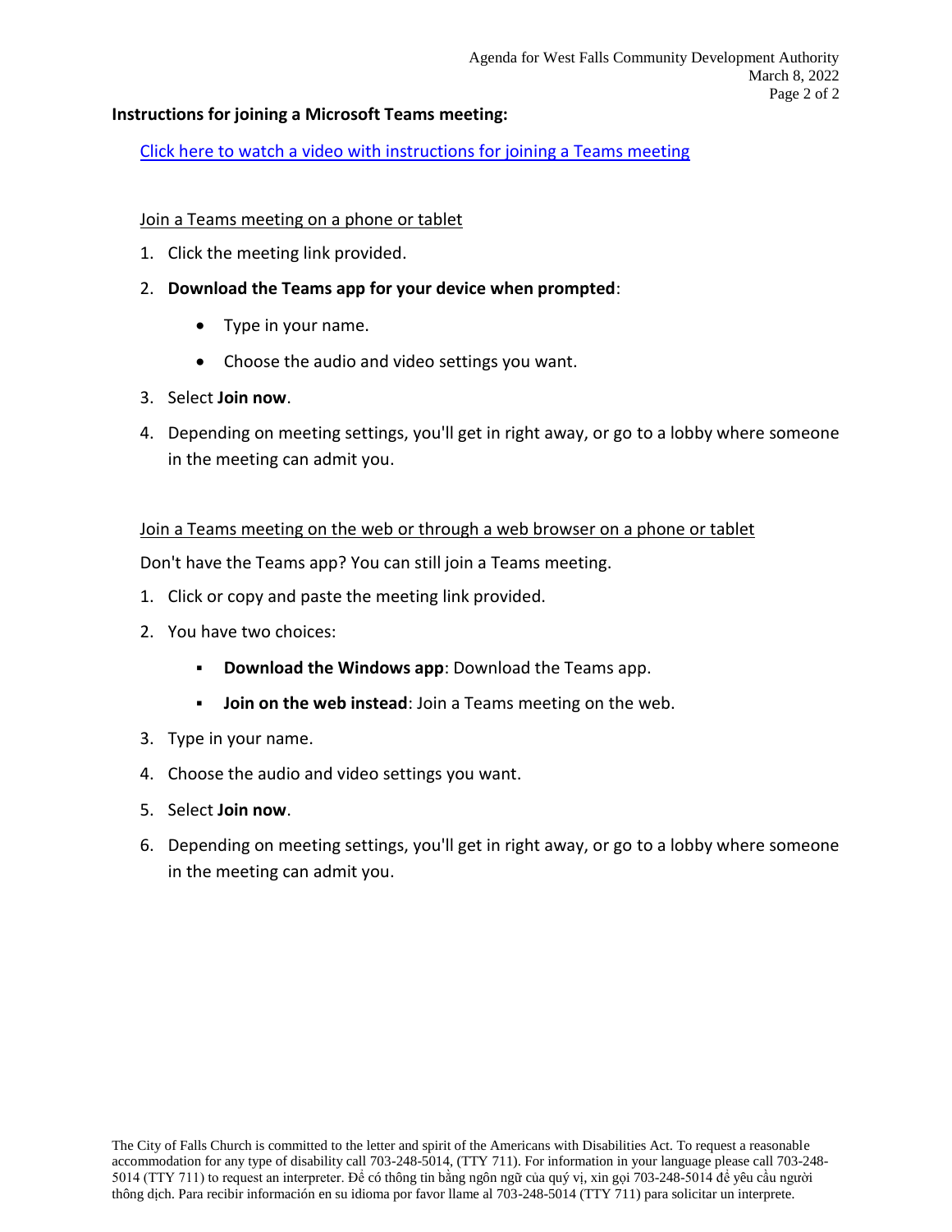**Instructions for joining a Microsoft Teams meeting:**

Click here to watch a video with instructions for joining a Teams meeting

Join a Teams meeting on a phone or tablet

1. Click the meeting link provided.
2. **Download the Teams app for your device when prompted**:
   - Type in your name.
   - Choose the audio and video settings you want.
3. Select **Join now**.
4. Depending on meeting settings, you'll get in right away, or go to a lobby where someone in the meeting can admit you.

Join a Teams meeting on the web or through a web browser on a phone or tablet

Don't have the Teams app? You can still join a Teams meeting.

1. Click or copy and paste the meeting link provided.
2. You have two choices:
   - **Download the Windows app**: Download the Teams app.
   - **Join on the web instead**: Join a Teams meeting on the web.
3. Type in your name.
4. Choose the audio and video settings you want.
5. Select **Join now**.
6. Depending on meeting settings, you'll get in right away, or go to a lobby where someone in the meeting can admit you.

The City of Falls Church is committed to the letter and spirit of the Americans with Disabilities Act. To request a reasonable accommodation for any type of disability call 703-248-5014, (TTY 711). For information in your language please call 703-248-5014 (TTY 711) to request an interpreter. Để có thông tin bằng ngôn ngữ của quý vị, xin gọi 703-248-5014 để yêu cầu người thông dịch. Para recibir información en su idioma por favor llame al 703-248-5014 (TTY 711) para solicitar un interprete.